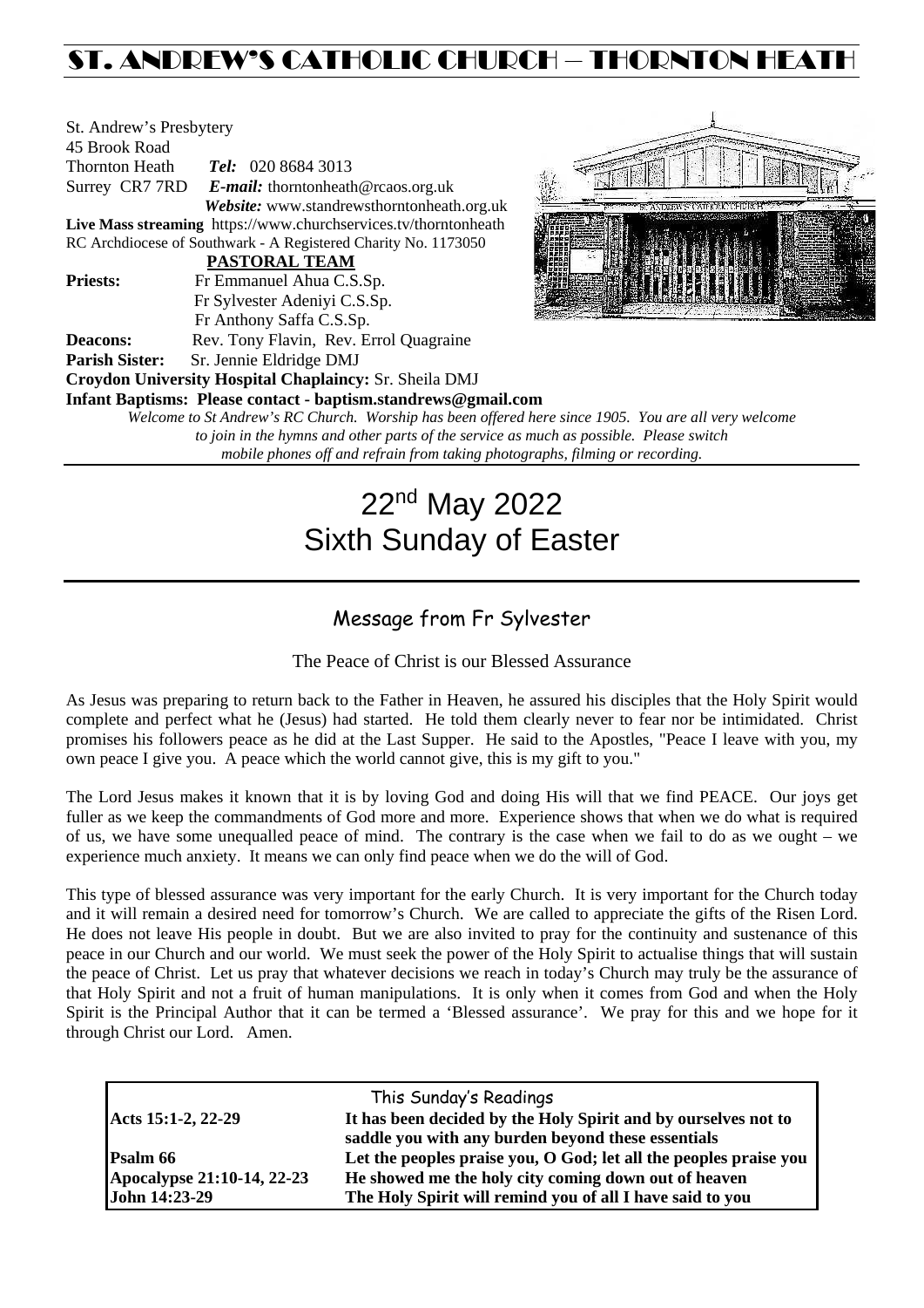# ST. ANDREW'S CATHOLIC CHURCH – THORNTON HEATH

St. Andrew's Presbytery
45 Brook Road
Thornton Heath *Tel:* 020 8684 3013
Surrey CR7 7RD *E-mail:* thorntonheath@rcaos.org.uk
*Website:* www.standrewsthorntonheath.org.uk
**Live Mass streaming** https://www.churchservices.tv/thorntonheath
RC Archdiocese of Southwark - A Registered Charity No. 1173050

**PASTORAL TEAM**

**Priests:** Fr Emmanuel Ahua C.S.Sp.
Fr Sylvester Adeniyi C.S.Sp.
Fr Anthony Saffa C.S.Sp.
**Deacons:** Rev. Tony Flavin, Rev. Errol Quagraine
**Parish Sister:** Sr. Jennie Eldridge DMJ
**Croydon University Hospital Chaplaincy:** Sr. Sheila DMJ
**Infant Baptisms: Please contact - baptism.standrews@gmail.com**

*Welcome to St Andrew's RC Church. Worship has been offered here since 1905. You are all very welcome to join in the hymns and other parts of the service as much as possible. Please switch mobile phones off and refrain from taking photographs, filming or recording.*

# 22nd May 2022
# Sixth Sunday of Easter

## Message from Fr Sylvester

The Peace of Christ is our Blessed Assurance

As Jesus was preparing to return back to the Father in Heaven, he assured his disciples that the Holy Spirit would complete and perfect what he (Jesus) had started. He told them clearly never to fear nor be intimidated. Christ promises his followers peace as he did at the Last Supper. He said to the Apostles, "Peace I leave with you, my own peace I give you. A peace which the world cannot give, this is my gift to you."

The Lord Jesus makes it known that it is by loving God and doing His will that we find PEACE. Our joys get fuller as we keep the commandments of God more and more. Experience shows that when we do what is required of us, we have some unequalled peace of mind. The contrary is the case when we fail to do as we ought – we experience much anxiety. It means we can only find peace when we do the will of God.

This type of blessed assurance was very important for the early Church. It is very important for the Church today and it will remain a desired need for tomorrow's Church. We are called to appreciate the gifts of the Risen Lord. He does not leave His people in doubt. But we are also invited to pray for the continuity and sustenance of this peace in our Church and our world. We must seek the power of the Holy Spirit to actualise things that will sustain the peace of Christ. Let us pray that whatever decisions we reach in today's Church may truly be the assurance of that Holy Spirit and not a fruit of human manipulations. It is only when it comes from God and when the Holy Spirit is the Principal Author that it can be termed a 'Blessed assurance'. We pray for this and we hope for it through Christ our Lord. Amen.

| This Sunday's Readings | |
|---|---|
| **Acts 15:1-2, 22-29** | **It has been decided by the Holy Spirit and by ourselves not to saddle you with any burden beyond these essentials** |
| **Psalm 66** | **Let the peoples praise you, O God; let all the peoples praise you** |
| **Apocalypse 21:10-14, 22-23** | **He showed me the holy city coming down out of heaven** |
| **John 14:23-29** | **The Holy Spirit will remind you of all I have said to you** |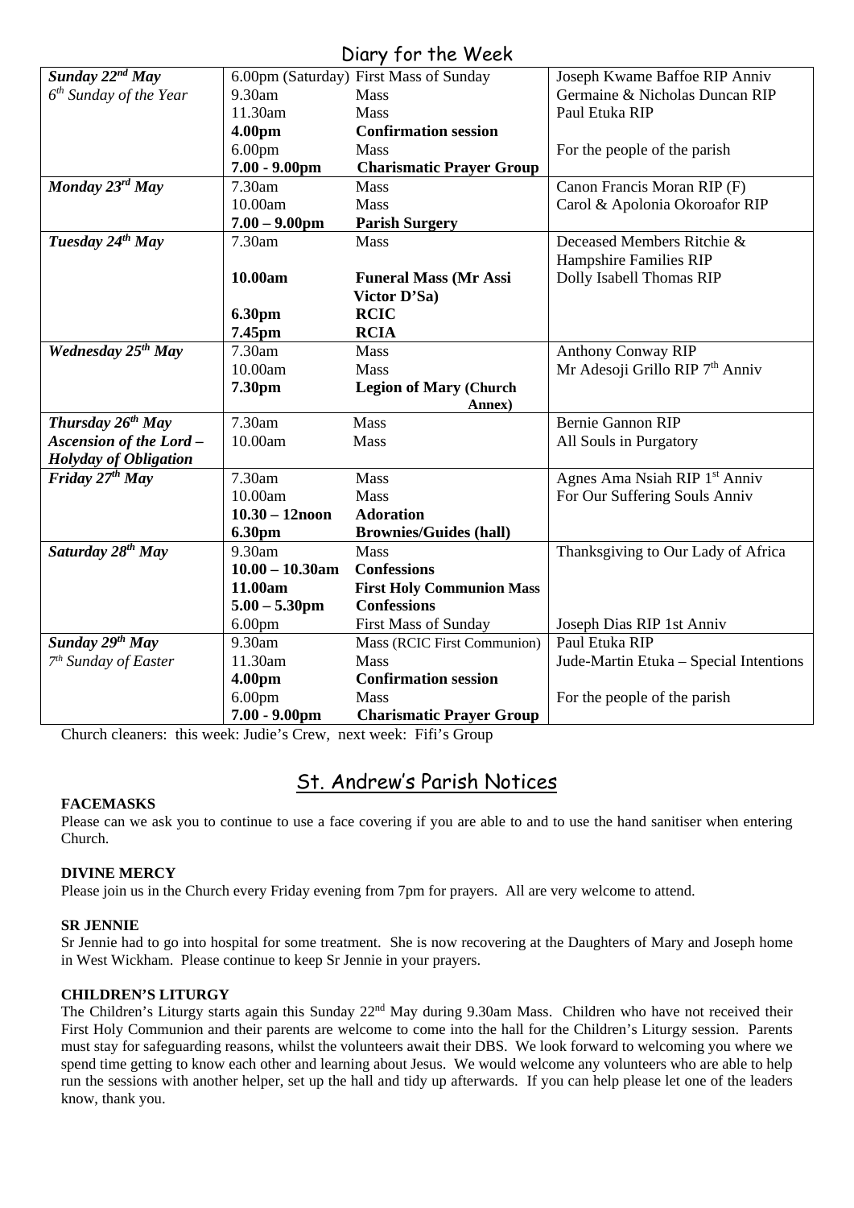## Diary for the Week

| Day | Time | Event | Intention |
|---|---|---|---|
| ***Sunday 22nd May*** | 6.00pm (Saturday) | First Mass of Sunday | Joseph Kwame Baffoe RIP Anniv |
| *6th Sunday of the Year* | 9.30am | Mass | Germaine & Nicholas Duncan RIP |
| | 11.30am | Mass | Paul Etuka RIP |
| | **4.00pm** | **Confirmation session** | |
| | 6.00pm | Mass | For the people of the parish |
| | **7.00 - 9.00pm** | **Charismatic Prayer Group** | |
| ***Monday 23rd May*** | 7.30am | Mass | Canon Francis Moran RIP (F) |
| | 10.00am | Mass | Carol & Apolonia Okoroafor RIP |
| | **7.00 – 9.00pm** | **Parish Surgery** | |
| ***Tuesday 24th May*** | 7.30am | Mass | Deceased Members Ritchie & Hampshire Families RIP |
| | **10.00am** | **Funeral Mass (Mr Assi Victor D'Sa)** | Dolly Isabell Thomas RIP |
| | **6.30pm** | **RCIC** | |
| | **7.45pm** | **RCIA** | |
| ***Wednesday 25th May*** | 7.30am | Mass | Anthony Conway RIP |
| | 10.00am | Mass | Mr Adesoji Grillo RIP 7th Anniv |
| | **7.30pm** | **Legion of Mary (Church Annex)** | |
| ***Thursday 26th May*** | 7.30am | Mass | Bernie Gannon RIP |
| ***Ascension of the Lord – Holyday of Obligation*** | 10.00am | Mass | All Souls in Purgatory |
| ***Friday 27th May*** | 7.30am | Mass | Agnes Ama Nsiah RIP 1st Anniv |
| | 10.00am | Mass | For Our Suffering Souls Anniv |
| | **10.30 – 12noon** | **Adoration** | |
| | **6.30pm** | **Brownies/Guides (hall)** | |
| ***Saturday 28th May*** | 9.30am | Mass | Thanksgiving to Our Lady of Africa |
| | **10.00 – 10.30am** | **Confessions** | |
| | **11.00am** | **First Holy Communion Mass** | |
| | **5.00 – 5.30pm** | **Confessions** | |
| | 6.00pm | First Mass of Sunday | Joseph Dias RIP 1st Anniv |
| ***Sunday 29th May*** | 9.30am | Mass (RCIC First Communion) | Paul Etuka RIP |
| *7th Sunday of Easter* | 11.30am | Mass | Jude-Martin Etuka – Special Intentions |
| | **4.00pm** | **Confirmation session** | |
| | 6.00pm | Mass | For the people of the parish |
| | **7.00 - 9.00pm** | **Charismatic Prayer Group** | |

Church cleaners: this week: Judie's Crew, next week: Fifi's Group

## St. Andrew's Parish Notices

**FACEMASKS**

Please can we ask you to continue to use a face covering if you are able to and to use the hand sanitiser when entering Church.

**DIVINE MERCY**

Please join us in the Church every Friday evening from 7pm for prayers. All are very welcome to attend.

**SR JENNIE**

Sr Jennie had to go into hospital for some treatment. She is now recovering at the Daughters of Mary and Joseph home in West Wickham. Please continue to keep Sr Jennie in your prayers.

**CHILDREN'S LITURGY**

The Children's Liturgy starts again this Sunday 22nd May during 9.30am Mass. Children who have not received their First Holy Communion and their parents are welcome to come into the hall for the Children's Liturgy session. Parents must stay for safeguarding reasons, whilst the volunteers await their DBS. We look forward to welcoming you where we spend time getting to know each other and learning about Jesus. We would welcome any volunteers who are able to help run the sessions with another helper, set up the hall and tidy up afterwards. If you can help please let one of the leaders know, thank you.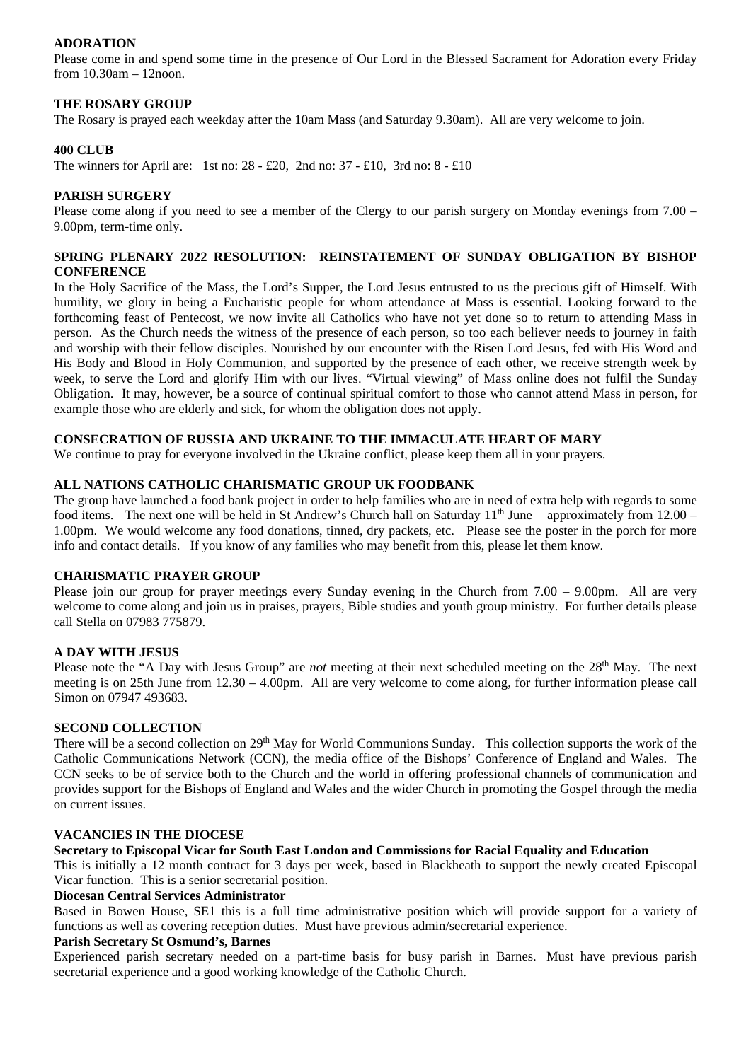**ADORATION**

Please come in and spend some time in the presence of Our Lord in the Blessed Sacrament for Adoration every Friday from 10.30am – 12noon.

**THE ROSARY GROUP**

The Rosary is prayed each weekday after the 10am Mass (and Saturday 9.30am). All are very welcome to join.

**400 CLUB**

The winners for April are: 1st no: 28 - £20, 2nd no: 37 - £10, 3rd no: 8 - £10

**PARISH SURGERY**

Please come along if you need to see a member of the Clergy to our parish surgery on Monday evenings from 7.00 – 9.00pm, term-time only.

**SPRING PLENARY 2022 RESOLUTION: REINSTATEMENT OF SUNDAY OBLIGATION BY BISHOP CONFERENCE**

In the Holy Sacrifice of the Mass, the Lord's Supper, the Lord Jesus entrusted to us the precious gift of Himself. With humility, we glory in being a Eucharistic people for whom attendance at Mass is essential. Looking forward to the forthcoming feast of Pentecost, we now invite all Catholics who have not yet done so to return to attending Mass in person. As the Church needs the witness of the presence of each person, so too each believer needs to journey in faith and worship with their fellow disciples. Nourished by our encounter with the Risen Lord Jesus, fed with His Word and His Body and Blood in Holy Communion, and supported by the presence of each other, we receive strength week by week, to serve the Lord and glorify Him with our lives. "Virtual viewing" of Mass online does not fulfil the Sunday Obligation. It may, however, be a source of continual spiritual comfort to those who cannot attend Mass in person, for example those who are elderly and sick, for whom the obligation does not apply.

**CONSECRATION OF RUSSIA AND UKRAINE TO THE IMMACULATE HEART OF MARY**

We continue to pray for everyone involved in the Ukraine conflict, please keep them all in your prayers.

**ALL NATIONS CATHOLIC CHARISMATIC GROUP UK FOODBANK**

The group have launched a food bank project in order to help families who are in need of extra help with regards to some food items. The next one will be held in St Andrew's Church hall on Saturday 11th June approximately from 12.00 – 1.00pm. We would welcome any food donations, tinned, dry packets, etc. Please see the poster in the porch for more info and contact details. If you know of any families who may benefit from this, please let them know.

**CHARISMATIC PRAYER GROUP**

Please join our group for prayer meetings every Sunday evening in the Church from 7.00 – 9.00pm. All are very welcome to come along and join us in praises, prayers, Bible studies and youth group ministry. For further details please call Stella on 07983 775879.

**A DAY WITH JESUS**

Please note the "A Day with Jesus Group" are *not* meeting at their next scheduled meeting on the 28th May. The next meeting is on 25th June from 12.30 – 4.00pm. All are very welcome to come along, for further information please call Simon on 07947 493683.

**SECOND COLLECTION**

There will be a second collection on 29th May for World Communions Sunday. This collection supports the work of the Catholic Communications Network (CCN), the media office of the Bishops' Conference of England and Wales. The CCN seeks to be of service both to the Church and the world in offering professional channels of communication and provides support for the Bishops of England and Wales and the wider Church in promoting the Gospel through the media on current issues.

**VACANCIES IN THE DIOCESE**

**Secretary to Episcopal Vicar for South East London and Commissions for Racial Equality and Education**

This is initially a 12 month contract for 3 days per week, based in Blackheath to support the newly created Episcopal Vicar function. This is a senior secretarial position.

**Diocesan Central Services Administrator**

Based in Bowen House, SE1 this is a full time administrative position which will provide support for a variety of functions as well as covering reception duties. Must have previous admin/secretarial experience.

**Parish Secretary St Osmund's, Barnes**

Experienced parish secretary needed on a part-time basis for busy parish in Barnes. Must have previous parish secretarial experience and a good working knowledge of the Catholic Church.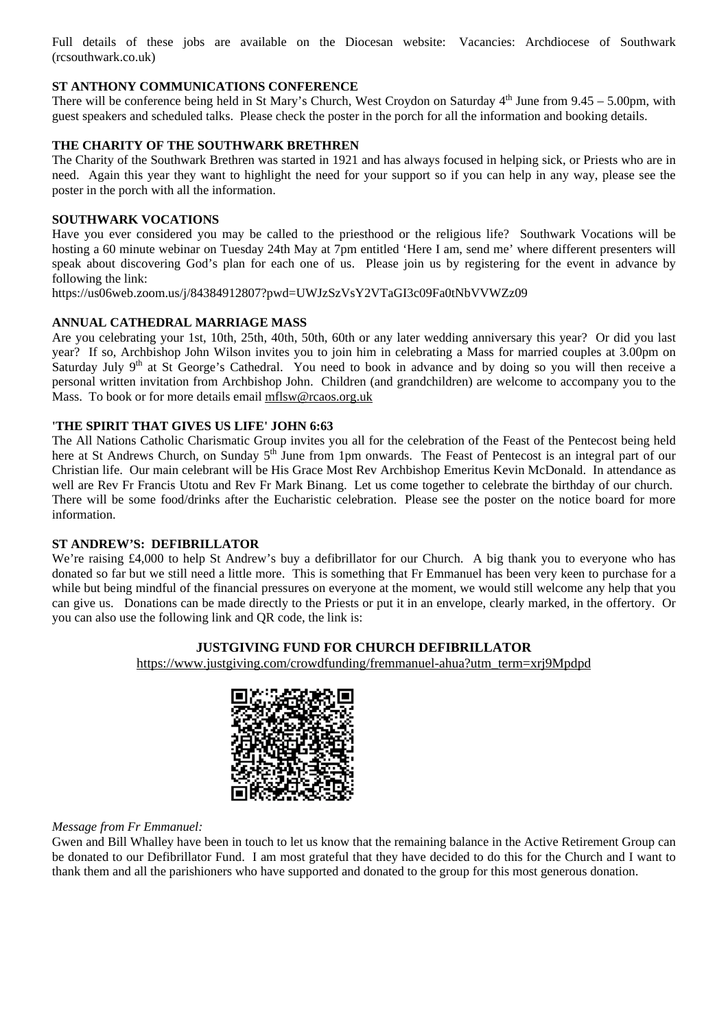Full details of these jobs are available on the Diocesan website: Vacancies: Archdiocese of Southwark (rcsouthwark.co.uk)

**ST ANTHONY COMMUNICATIONS CONFERENCE**

There will be conference being held in St Mary's Church, West Croydon on Saturday 4th June from 9.45 – 5.00pm, with guest speakers and scheduled talks. Please check the poster in the porch for all the information and booking details.

**THE CHARITY OF THE SOUTHWARK BRETHREN**

The Charity of the Southwark Brethren was started in 1921 and has always focused in helping sick, or Priests who are in need. Again this year they want to highlight the need for your support so if you can help in any way, please see the poster in the porch with all the information.

**SOUTHWARK VOCATIONS**

Have you ever considered you may be called to the priesthood or the religious life? Southwark Vocations will be hosting a 60 minute webinar on Tuesday 24th May at 7pm entitled 'Here I am, send me' where different presenters will speak about discovering God's plan for each one of us. Please join us by registering for the event in advance by following the link:

https://us06web.zoom.us/j/84384912807?pwd=UWJzSzVsY2VTaGI3c09Fa0tNbVVWZz09

**ANNUAL CATHEDRAL MARRIAGE MASS**

Are you celebrating your 1st, 10th, 25th, 40th, 50th, 60th or any later wedding anniversary this year? Or did you last year? If so, Archbishop John Wilson invites you to join him in celebrating a Mass for married couples at 3.00pm on Saturday July 9th at St George's Cathedral. You need to book in advance and by doing so you will then receive a personal written invitation from Archbishop John. Children (and grandchildren) are welcome to accompany you to the Mass. To book or for more details email mflsw@rcaos.org.uk

**'THE SPIRIT THAT GIVES US LIFE' JOHN 6:63**

The All Nations Catholic Charismatic Group invites you all for the celebration of the Feast of the Pentecost being held here at St Andrews Church, on Sunday 5th June from 1pm onwards. The Feast of Pentecost is an integral part of our Christian life. Our main celebrant will be His Grace Most Rev Archbishop Emeritus Kevin McDonald. In attendance as well are Rev Fr Francis Utotu and Rev Fr Mark Binang. Let us come together to celebrate the birthday of our church. There will be some food/drinks after the Eucharistic celebration. Please see the poster on the notice board for more information.

**ST ANDREW'S: DEFIBRILLATOR**

We're raising £4,000 to help St Andrew's buy a defibrillator for our Church. A big thank you to everyone who has donated so far but we still need a little more. This is something that Fr Emmanuel has been very keen to purchase for a while but being mindful of the financial pressures on everyone at the moment, we would still welcome any help that you can give us. Donations can be made directly to the Priests or put it in an envelope, clearly marked, in the offertory. Or you can also use the following link and QR code, the link is:

**JUSTGIVING FUND FOR CHURCH DEFIBRILLATOR**

https://www.justgiving.com/crowdfunding/fremmanuel-ahua?utm_term=xrj9Mpdpd

*Message from Fr Emmanuel:*

Gwen and Bill Whalley have been in touch to let us know that the remaining balance in the Active Retirement Group can be donated to our Defibrillator Fund. I am most grateful that they have decided to do this for the Church and I want to thank them and all the parishioners who have supported and donated to the group for this most generous donation.